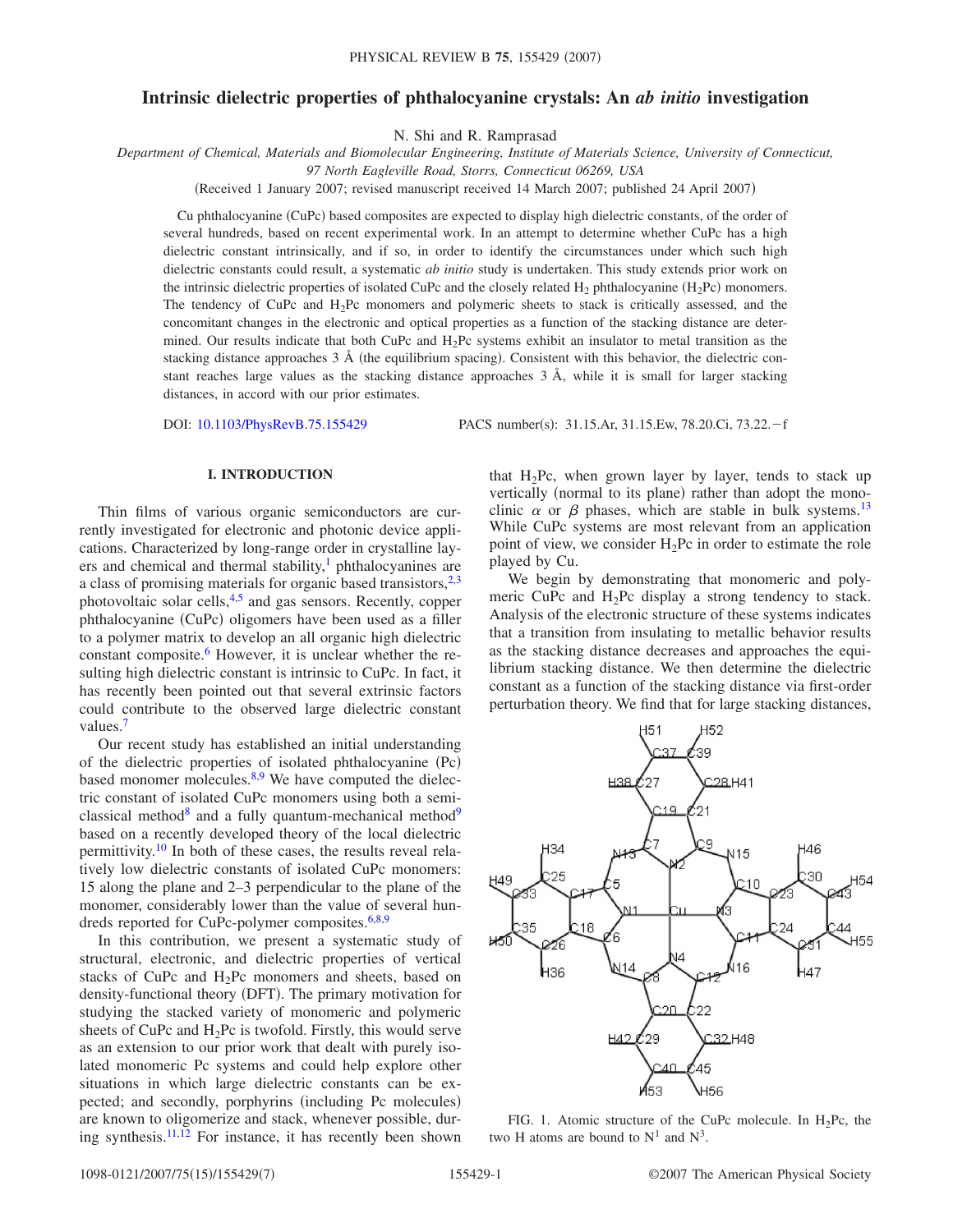# Intrinsic dielectric properties of phthalocyanine crystals: An *ab initio* investigation

N. Shi and R. Ramprasad

*Department of Chemical, Materials and Biomolecular Engineering, Institute of Materials Science, University of Connecticut, 97 North Eagleville Road, Storrs, Connecticut 06269, USA*

(Received 1 January 2007; revised manuscript received 14 March 2007; published 24 April 2007)

Cu phthalocyanine (CuPc) based composites are expected to display high dielectric constants, of the order of several hundreds, based on recent experimental work. In an attempt to determine whether CuPc has a high dielectric constant intrinsically, and if so, in order to identify the circumstances under which such high dielectric constants could result, a systematic *ab initio* study is undertaken. This study extends prior work on the intrinsic dielectric properties of isolated CuPc and the closely related $H_2$ phthalocyanine ($H_2Pc$) monomers. The tendency of CuPc and $H_2Pc$ monomers and polymeric sheets to stack is critically assessed, and the concomitant changes in the electronic and optical properties as a function of the stacking distance are determined. Our results indicate that both CuPc and $H_2Pc$ systems exhibit an insulator to metal transition as the stacking distance approaches 3 Å (the equilibrium spacing). Consistent with this behavior, the dielectric constant reaches large values as the stacking distance approaches 3 Å, while it is small for larger stacking distances, in accord with our prior estimates.

DOI: 10.1103/PhysRevB.75.155429 PACS number(s): 31.15.Ar, 31.15.Ew, 78.20.Ci, 73.22.−f

## I. INTRODUCTION

Thin films of various organic semiconductors are currently investigated for electronic and photonic device applications. Characterized by long-range order in crystalline layers and chemical and thermal stability,[1] phthalocyanines are a class of promising materials for organic based transistors,[2,3] photovoltaic solar cells,[4,5] and gas sensors. Recently, copper phthalocyanine (CuPc) oligomers have been used as a filler to a polymer matrix to develop an all organic high dielectric constant composite.[6] However, it is unclear whether the resulting high dielectric constant is intrinsic to CuPc. It has recently been pointed out that several extrinsic factors could contribute to the observed large dielectric constant values.[7]

Our recent study has established an initial understanding of the dielectric properties of isolated phthalocyanine (Pc) based monomer molecules.[8,9] We have computed the dielectric constant of isolated CuPc monomers using both a semiclassical method[8] and a fully quantum-mechanical method[9] based on a recently developed theory of the local dielectric permittivity.[10] In both of these cases, the results reveal relatively low dielectric constants of isolated CuPc monomers: 15 along the plane and 2–3 perpendicular to the plane of the monomer, considerably lower than the value of several hundreds reported for CuPc-polymer composites.[6,8,9]

In this contribution, we present a systematic study of structural, electronic, and dielectric properties of vertical stacks of CuPc and $H_2Pc$ monomers and sheets, based on density-functional theory (DFT). The primary motivation for studying the stacked variety of monomeric and polymeric sheets of CuPc and $H_2Pc$ is twofold. Firstly, this would serve as an extension to our prior work that dealt with purely isolated monomeric Pc systems and could help explore other situations in which large dielectric constants can be expected; and secondly, porphyrins (including Pc molecules) are known to oligomerize and stack, whenever possible, during synthesis.[11,12] For instance, it has recently been shown that $H_2Pc$, when grown layer by layer, tends to stack up vertically (normal to its plane) rather than adopt the monoclinic $\alpha$ or $\beta$ phases, which are stable in bulk systems.[13] While CuPc systems are most relevant from an application point of view, we consider $H_2Pc$ in order to estimate the role played by Cu.

We begin by demonstrating that monomeric and polymeric CuPc and $H_2Pc$ display a strong tendency to stack. Analysis of the electronic structure of these systems indicates that a transition from insulating to metallic behavior results as the stacking distance decreases and approaches the equilibrium stacking distance. We then determine the dielectric constant as a function of the stacking distance via first-order perturbation theory. We find that for large stacking distances,

FIG. 1. Atomic structure of the CuPc molecule. In $H_2Pc$, the two H atoms are bound to $N^1$ and $N^3$.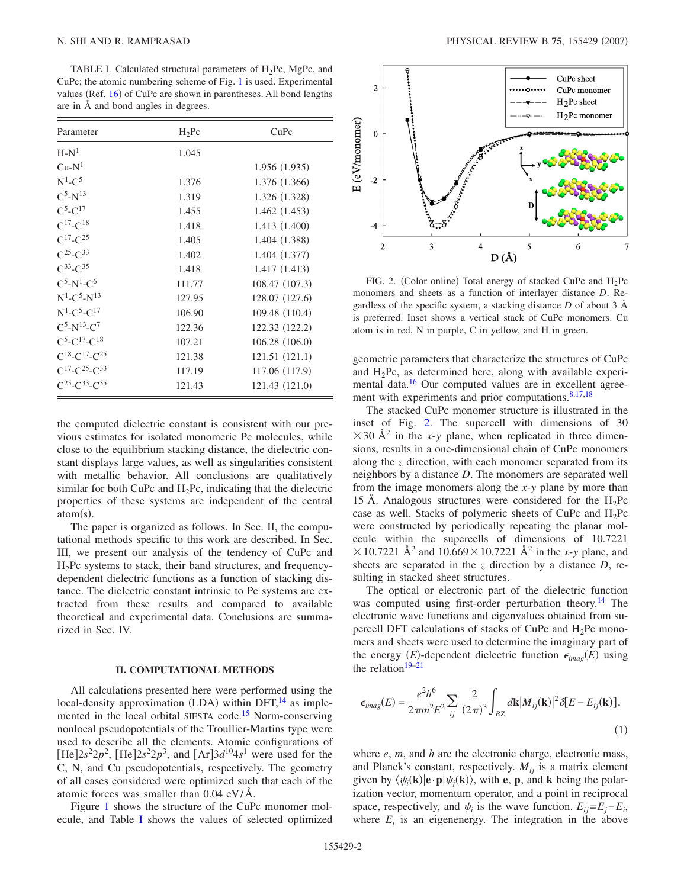TABLE I. Calculated structural parameters of $H_2Pc$, MgPc, and CuPc; the atomic numbering scheme of Fig. 1 is used. Experimental values (Ref. 16) of CuPc are shown in parentheses. All bond lengths are in Å and bond angles in degrees.

| Parameter | $H_2Pc$ | CuPc |
|---|---|---|
| $H$-$N^1$ | 1.045 | |
| Cu-$N^1$ | | 1.956 (1.935) |
| $N^1$-$C^5$ | 1.376 | 1.376 (1.366) |
| $C^5$-$N^{13}$ | 1.319 | 1.326 (1.328) |
| $C^5$-$C^{17}$ | 1.455 | 1.462 (1.453) |
| $C^{17}$-$C^{18}$ | 1.418 | 1.413 (1.400) |
| $C^{17}$-$C^{25}$ | 1.405 | 1.404 (1.388) |
| $C^{25}$-$C^{33}$ | 1.402 | 1.404 (1.377) |
| $C^{33}$-$C^{35}$ | 1.418 | 1.417 (1.413) |
| $C^5$-$N^1$-$C^6$ | 111.77 | 108.47 (107.3) |
| $N^1$-$C^5$-$N^{13}$ | 127.95 | 128.07 (127.6) |
| $N^1$-$C^5$-$C^{17}$ | 106.90 | 109.48 (110.4) |
| $C^5$-$N^{13}$-$C^7$ | 122.36 | 122.32 (122.2) |
| $C^5$-$C^{17}$-$C^{18}$ | 107.21 | 106.28 (106.0) |
| $C^{18}$-$C^{17}$-$C^{25}$ | 121.38 | 121.51 (121.1) |
| $C^{17}$-$C^{25}$-$C^{33}$ | 117.19 | 117.06 (117.9) |
| $C^{25}$-$C^{33}$-$C^{35}$ | 121.43 | 121.43 (121.0) |

the computed dielectric constant is consistent with our previous estimates for isolated monomeric Pc molecules, while close to the equilibrium stacking distance, the dielectric constant displays large values, as well as singularities consistent with metallic behavior. All conclusions are qualitatively similar for both CuPc and $H_2Pc$, indicating that the dielectric properties of these systems are independent of the central atom(s).

The paper is organized as follows. In Sec. II, the computational methods specific to this work are described. In Sec. III, we present our analysis of the tendency of CuPc and $H_2Pc$ systems to stack, their band structures, and frequency-dependent dielectric functions as a function of stacking distance. The dielectric constant intrinsic to Pc systems are extracted from these results and compared to available theoretical and experimental data. Conclusions are summarized in Sec. IV.

## II. COMPUTATIONAL METHODS

All calculations presented here were performed using the local-density approximation (LDA) within DFT,[14] as implemented in the local orbital SIESTA code.[15] Norm-conserving nonlocal pseudopotentials of the Troullier-Martins type were used to describe all the elements. Atomic configurations of $[\mathrm{He}]2s^2 2p^2$, $[\mathrm{He}]2s^2 2p^3$, and $[\mathrm{Ar}]3d^{10}4s^1$ were used for the C, N, and Cu pseudopotentials, respectively. The geometry of all cases considered were optimized such that each of the atomic forces was smaller than 0.04 eV/Å.

Figure 1 shows the structure of the CuPc monomer molecule, and Table I shows the values of selected optimized geometric parameters that characterize the structures of CuPc and $H_2Pc$, as determined here, along with available experimental data.[16] Our computed values are in excellent agreement with experiments and prior computations.[8,17,18]

FIG. 2. (Color online) Total energy of stacked CuPc and $H_2Pc$ monomers and sheets as a function of interlayer distance $D$. Regardless of the specific system, a stacking distance $D$ of about 3 Å is preferred. Inset shows a vertical stack of CuPc monomers. Cu atom is in red, N in purple, C in yellow, and H in green.

The stacked CuPc monomer structure is illustrated in the inset of Fig. 2. The supercell with dimensions of 30 $\times$ 30 Å$^2$ in the $x$-$y$ plane, when replicated in three dimensions, results in a one-dimensional chain of CuPc monomers along the $z$ direction, with each monomer separated from its neighbors by a distance $D$. The monomers are separated well from the image monomers along the $x$-$y$ plane by more than 15 Å. Analogous structures were considered for the $H_2Pc$ case as well. Stacks of polymeric sheets of CuPc and $H_2Pc$ were constructed by periodically repeating the planar molecule within the supercells of dimensions of 10.7221 $\times$ 10.7221 Å$^2$ and 10.669 $\times$ 10.7221 Å$^2$ in the $x$-$y$ plane, and sheets are separated in the $z$ direction by a distance $D$, resulting in stacked sheet structures.

The optical or electronic part of the dielectric function was computed using first-order perturbation theory.[14] The electronic wave functions and eigenvalues obtained from supercell DFT calculations of stacks of CuPc and $H_2Pc$ monomers and sheets were used to determine the imaginary part of the energy ($E$)-dependent dielectric function $\epsilon_{imag}(E)$ using the relation[19–21]

$$\epsilon_{imag}(E) = \frac{e^2 h^6}{2\pi m^2 E^2} \sum_{ij} \frac{2}{(2\pi)^3} \int_{BZ} d\mathbf{k} |M_{ij}(\mathbf{k})|^2 \delta[E - E_{ij}(\mathbf{k})], \tag{1}$$

where $e$, $m$, and $h$ are the electronic charge, electronic mass, and Planck's constant, respectively. $M_{ij}$ is a matrix element given by $\langle \psi_i(\mathbf{k}) | \mathbf{e} \cdot \mathbf{p} | \psi_j(\mathbf{k}) \rangle$, with $\mathbf{e}$, $\mathbf{p}$, and $\mathbf{k}$ being the polarization vector, momentum operator, and a point in reciprocal space, respectively, and $\psi_i$ is the wave function. $E_{ij} = E_j - E_i$, where $E_i$ is an eigenenergy. The integration in the above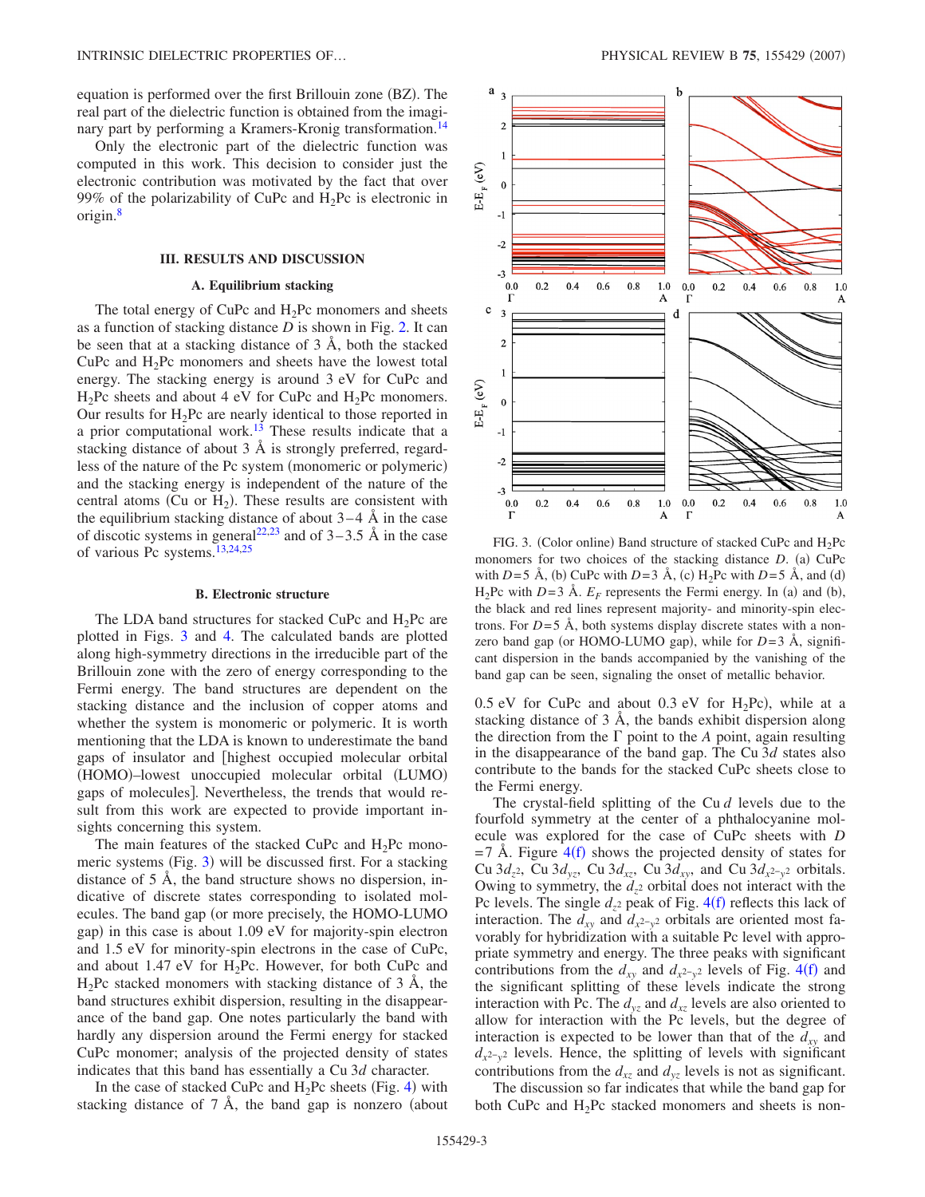equation is performed over the first Brillouin zone (BZ). The real part of the dielectric function is obtained from the imaginary part by performing a Kramers-Kronig transformation.[14]

Only the electronic part of the dielectric function was computed in this work. This decision to consider just the electronic contribution was motivated by the fact that over 99% of the polarizability of CuPc and $H_2$Pc is electronic in origin.[8]

## III. RESULTS AND DISCUSSION

### A. Equilibrium stacking

The total energy of CuPc and $H_2$Pc monomers and sheets as a function of stacking distance $D$ is shown in Fig. 2. It can be seen that at a stacking distance of 3 Å, both the stacked CuPc and $H_2$Pc monomers and sheets have the lowest total energy. The stacking energy is around 3 eV for CuPc and $H_2$Pc sheets and about 4 eV for CuPc and $H_2$Pc monomers. Our results for $H_2$Pc are nearly identical to those reported in a prior computational work.[13] These results indicate that a stacking distance of about 3 Å is strongly preferred, regardless of the nature of the Pc system (monomeric or polymeric) and the stacking energy is independent of the nature of the central atoms (Cu or $H_2$). These results are consistent with the equilibrium stacking distance of about 3–4 Å in the case of discotic systems in general[22,23] and of 3–3.5 Å in the case of various Pc systems.[13,24,25]

### B. Electronic structure

The LDA band structures for stacked CuPc and $H_2$Pc are plotted in Figs. 3 and 4. The calculated bands are plotted along high-symmetry directions in the irreducible part of the Brillouin zone with the zero of energy corresponding to the Fermi energy. The band structures are dependent on the stacking distance and the inclusion of copper atoms and whether the system is monomeric or polymeric. It is worth mentioning that the LDA is known to underestimate the band gaps of insulator and [highest occupied molecular orbital (HOMO)–lowest unoccupied molecular orbital (LUMO) gaps of molecules]. Nevertheless, the trends that would result from this work are expected to provide important insights concerning this system.

The main features of the stacked CuPc and $H_2$Pc monomeric systems (Fig. 3) will be discussed first. For a stacking distance of 5 Å, the band structure shows no dispersion, indicative of discrete states corresponding to isolated molecules. The band gap (or more precisely, the HOMO-LUMO gap) in this case is about 1.09 eV for majority-spin electron and 1.5 eV for minority-spin electrons in the case of CuPc, and about 1.47 eV for $H_2$Pc. However, for both CuPc and $H_2$Pc stacked monomers with stacking distance of 3 Å, the band structures exhibit dispersion, resulting in the disappearance of the band gap. One notes particularly the band with hardly any dispersion around the Fermi energy for stacked CuPc monomer; analysis of the projected density of states indicates that this band has essentially a Cu 3$d$ character.

In the case of stacked CuPc and $H_2$Pc sheets (Fig. 4) with stacking distance of 7 Å, the band gap is nonzero (about

FIG. 3. (Color online) Band structure of stacked CuPc and $H_2$Pc monomers for two choices of the stacking distance $D$. (a) CuPc with $D$=5 Å, (b) CuPc with $D$=3 Å, (c) $H_2$Pc with $D$=5 Å, and (d) $H_2$Pc with $D$=3 Å. $E_F$ represents the Fermi energy. In (a) and (b), the black and red lines represent majority- and minority-spin electrons. For $D$=5 Å, both systems display discrete states with a nonzero band gap (or HOMO-LUMO gap), while for $D$=3 Å, significant dispersion in the bands accompanied by the vanishing of the band gap can be seen, signaling the onset of metallic behavior.

0.5 eV for CuPc and about 0.3 eV for $H_2$Pc), while at a stacking distance of 3 Å, the bands exhibit dispersion along the direction from the Γ point to the $A$ point, again resulting in the disappearance of the band gap. The Cu 3$d$ states also contribute to the bands for the stacked CuPc sheets close to the Fermi energy.

The crystal-field splitting of the Cu $d$ levels due to the fourfold symmetry at the center of a phthalocyanine molecule was explored for the case of CuPc sheets with $D$ =7 Å. Figure 4(f) shows the projected density of states for Cu 3$d_{z^2}$, Cu 3$d_{yz}$, Cu 3$d_{xz}$, Cu 3$d_{xy}$, and Cu 3$d_{x^2-y^2}$ orbitals. Owing to symmetry, the $d_{z^2}$ orbital does not interact with the Pc levels. The single $d_{z^2}$ peak of Fig. 4(f) reflects this lack of interaction. The $d_{xy}$ and $d_{x^2-y^2}$ orbitals are oriented most favorably for hybridization with a suitable Pc level with appropriate symmetry and energy. The three peaks with significant contributions from the $d_{xy}$ and $d_{x^2-y^2}$ levels of Fig. 4(f) and the significant splitting of these levels indicate the strong interaction with Pc. The $d_{yz}$ and $d_{xz}$ levels are also oriented to allow for interaction with the Pc levels, but the degree of interaction is expected to be lower than that of the $d_{xy}$ and $d_{x^2-y^2}$ levels. Hence, the splitting of levels with significant contributions from the $d_{xz}$ and $d_{yz}$ levels is not as significant.

The discussion so far indicates that while the band gap for both CuPc and $H_2$Pc stacked monomers and sheets is non-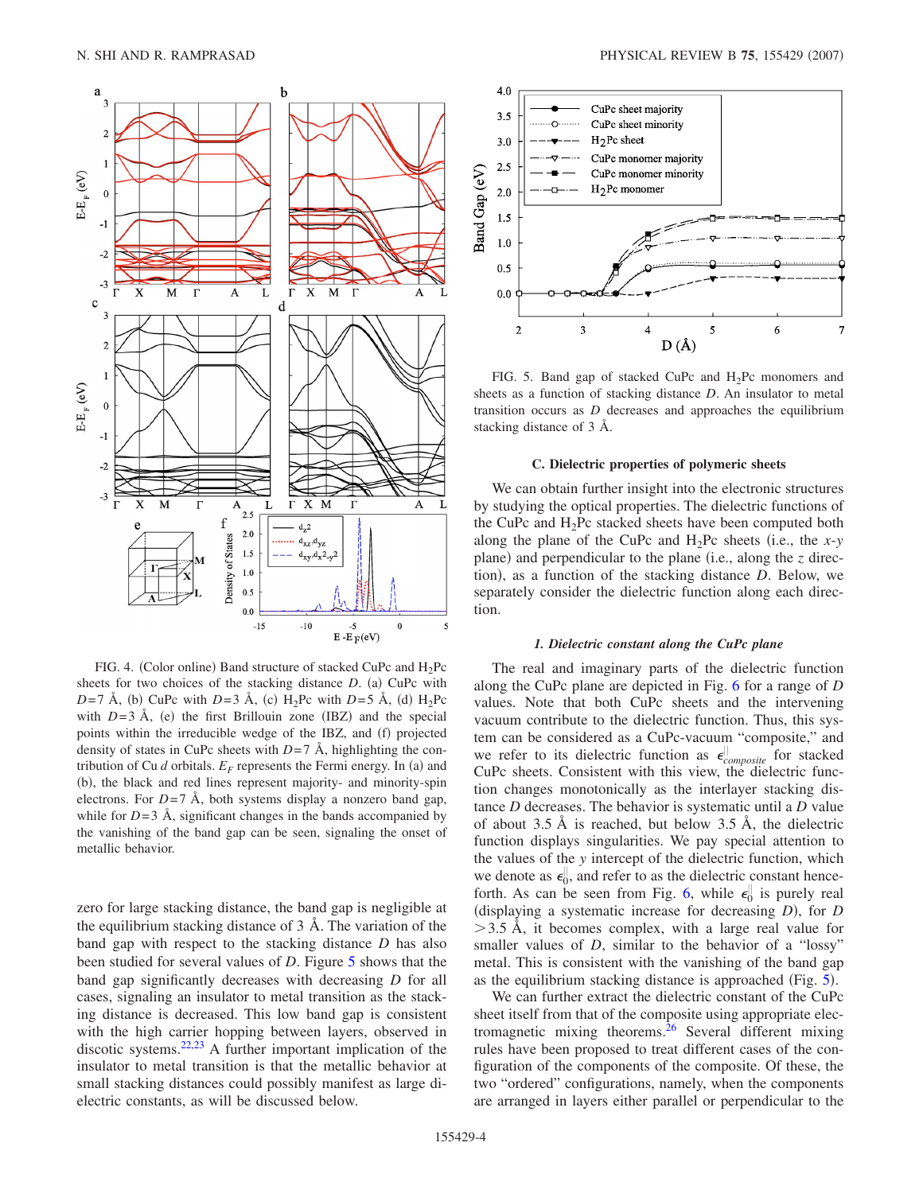FIG. 4. (Color online) Band structure of stacked CuPc and $H_2$Pc sheets for two choices of the stacking distance $D$. (a) CuPc with $D$=7 Å, (b) CuPc with $D$=3 Å, (c) $H_2$Pc with $D$=5 Å, (d) $H_2$Pc with $D$=3 Å, (e) the first Brillouin zone (IBZ) and the special points within the irreducible wedge of the IBZ, and (f) projected density of states in CuPc sheets with $D$=7 Å, highlighting the contribution of Cu $d$ orbitals. $E_F$ represents the Fermi energy. In (a) and (b), the black and red lines represent majority- and minority-spin electrons. For $D$=7 Å, both systems display a nonzero band gap, while for $D$=3 Å, significant changes in the bands accompanied by the vanishing of the band gap can be seen, signaling the onset of metallic behavior.

zero for large stacking distance, the band gap is negligible at the equilibrium stacking distance of 3 Å. The variation of the band gap with respect to the stacking distance $D$ has also been studied for several values of $D$. Figure 5 shows that the band gap significantly decreases with decreasing $D$ for all cases, signaling an insulator to metal transition as the stacking distance is decreased. This low band gap is consistent with the high carrier hopping between layers, observed in discotic systems.[22,23] A further important implication of the insulator to metal transition is that the metallic behavior at small stacking distances could possibly manifest as large dielectric constants, as will be discussed below.

FIG. 5. Band gap of stacked CuPc and $H_2$Pc monomers and sheets as a function of stacking distance $D$. An insulator to metal transition occurs as $D$ decreases and approaches the equilibrium stacking distance of 3 Å.

### C. Dielectric properties of polymeric sheets

We can obtain further insight into the electronic structures by studying the optical properties. The dielectric functions of the CuPc and $H_2$Pc stacked sheets have been computed both along the plane of the CuPc and $H_2$Pc sheets (i.e., the $x$-$y$ plane) and perpendicular to the plane (i.e., along the $z$ direction), as a function of the stacking distance $D$. Below, we separately consider the dielectric function along each direction.

#### 1. Dielectric constant along the CuPc plane

The real and imaginary parts of the dielectric function along the CuPc plane are depicted in Fig. 6 for a range of $D$ values. Note that both CuPc sheets and the intervening vacuum contribute to the dielectric function. Thus, this system can be considered as a CuPc-vacuum "composite," and we refer to its dielectric function as $\epsilon^{\parallel}_{composite}$ for stacked CuPc sheets. Consistent with this view, the dielectric function changes monotonically as the interlayer stacking distance $D$ decreases. The behavior is systematic until a $D$ value of about 3.5 Å is reached, but below 3.5 Å, the dielectric function displays singularities. We pay special attention to the values of the $y$ intercept of the dielectric function, which we denote as $\epsilon^{\parallel}_0$, and refer to as the dielectric constant henceforth. As can be seen from Fig. 6, while $\epsilon^{\parallel}_0$ is purely real (displaying a systematic increase for decreasing $D$), for $D$ >3.5 Å, it becomes complex, with a large real value for smaller values of $D$, similar to the behavior of a "lossy" metal. This is consistent with the vanishing of the band gap as the equilibrium stacking distance is approached (Fig. 5).

We can further extract the dielectric constant of the CuPc sheet itself from that of the composite using appropriate electromagnetic mixing theorems.[26] Several different mixing rules have been proposed to treat different cases of the configuration of the components of the composite. Of these, the two "ordered" configurations, namely, when the components are arranged in layers either parallel or perpendicular to the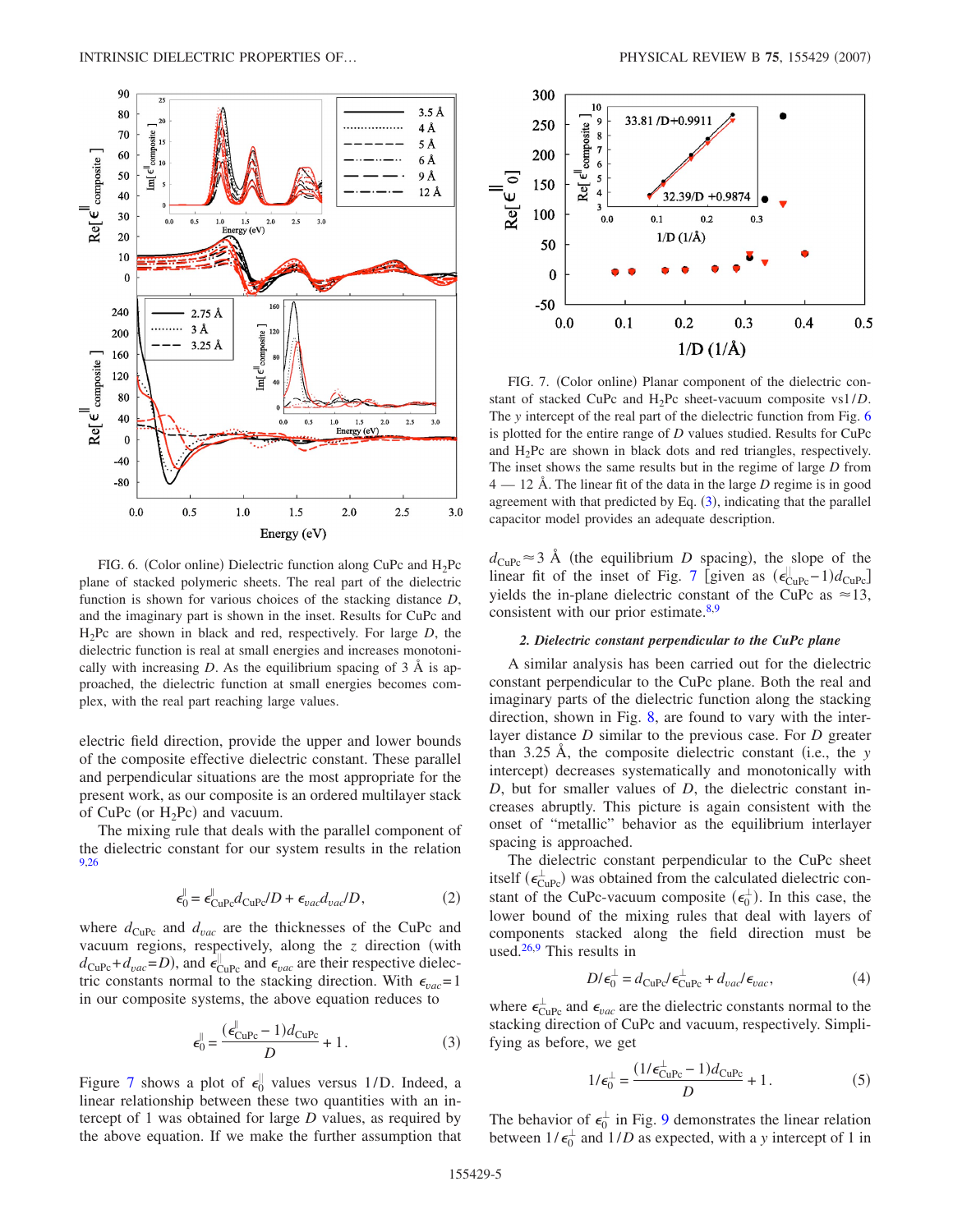FIG. 6. (Color online) Dielectric function along CuPc and $H_2Pc$ plane of stacked polymeric sheets. The real part of the dielectric function is shown for various choices of the stacking distance $D$, and the imaginary part is shown in the inset. Results for CuPc and $H_2Pc$ are shown in black and red, respectively. For large $D$, the dielectric function is real at small energies and increases monotonically with increasing $D$. As the equilibrium spacing of 3 Å is approached, the dielectric function at small energies becomes complex, with the real part reaching large values.

electric field direction, provide the upper and lower bounds of the composite effective dielectric constant. These parallel and perpendicular situations are the most appropriate for the present work, as our composite is an ordered multilayer stack of CuPc (or $H_2Pc$) and vacuum.

The mixing rule that deals with the parallel component of the dielectric constant for our system results in the relation [9,26]

$$\epsilon_0^{\parallel} = \epsilon_{\mathrm{CuPc}}^{\parallel} d_{\mathrm{CuPc}}/D + \epsilon_{vac} d_{vac}/D, \tag{2}$$

where $d_{\mathrm{CuPc}}$ and $d_{vac}$ are the thicknesses of the CuPc and vacuum regions, respectively, along the $z$ direction (with $d_{\mathrm{CuPc}}+d_{vac}=D$), and $\epsilon_{\mathrm{CuPc}}^{\parallel}$ and $\epsilon_{vac}$ are their respective dielectric constants normal to the stacking direction. With $\epsilon_{vac}=1$ in our composite systems, the above equation reduces to

$$\epsilon_0^{\parallel} = \frac{(\epsilon_{\mathrm{CuPc}}^{\parallel}-1)d_{\mathrm{CuPc}}}{D} + 1. \tag{3}$$

Figure 7 shows a plot of $\epsilon_0^{\parallel}$ values versus $1/D$. Indeed, a linear relationship between these two quantities with an intercept of 1 was obtained for large $D$ values, as required by the above equation. If we make the further assumption that

FIG. 7. (Color online) Planar component of the dielectric constant of stacked CuPc and $H_2Pc$ sheet-vacuum composite vs $1/D$. The $y$ intercept of the real part of the dielectric function from Fig. 6 is plotted for the entire range of $D$ values studied. Results for CuPc and $H_2Pc$ are shown in black dots and red triangles, respectively. The inset shows the same results but in the regime of large $D$ from 4 — 12 Å. The linear fit of the data in the large $D$ regime is in good agreement with that predicted by Eq. (3), indicating that the parallel capacitor model provides an adequate description.

$d_{\mathrm{CuPc}} \approx 3$ Å (the equilibrium $D$ spacing), the slope of the linear fit of the inset of Fig. 7 [given as $(\epsilon_{\mathrm{CuPc}}^{\parallel}-1)d_{\mathrm{CuPc}}$] yields the in-plane dielectric constant of the CuPc as $\approx 13$, consistent with our prior estimate.[8,9]

### 2. Dielectric constant perpendicular to the CuPc plane

A similar analysis has been carried out for the dielectric constant perpendicular to the CuPc plane. Both the real and imaginary parts of the dielectric function along the stacking direction, shown in Fig. 8, are found to vary with the interlayer distance $D$ similar to the previous case. For $D$ greater than 3.25 Å, the composite dielectric constant (i.e., the $y$ intercept) decreases systematically and monotonically with $D$, but for smaller values of $D$, the dielectric constant increases abruptly. This picture is again consistent with the onset of "metallic" behavior as the equilibrium interlayer spacing is approached.

The dielectric constant perpendicular to the CuPc sheet itself ($\epsilon_{\mathrm{CuPc}}^{\perp}$) was obtained from the calculated dielectric constant of the CuPc-vacuum composite ($\epsilon_0^{\perp}$). In this case, the lower bound of the mixing rules that deal with layers of components stacked along the field direction must be used.[26,9] This results in

$$D/\epsilon_0^{\perp} = d_{\mathrm{CuPc}}/\epsilon_{\mathrm{CuPc}}^{\perp} + d_{vac}/\epsilon_{vac}, \tag{4}$$

where $\epsilon_{\mathrm{CuPc}}^{\perp}$ and $\epsilon_{vac}$ are the dielectric constants normal to the stacking direction of CuPc and vacuum, respectively. Simplifying as before, we get

$$1/\epsilon_0^{\perp} = \frac{(1/\epsilon_{\mathrm{CuPc}}^{\perp}-1)d_{\mathrm{CuPc}}}{D} + 1. \tag{5}$$

The behavior of $\epsilon_0^{\perp}$ in Fig. 9 demonstrates the linear relation between $1/\epsilon_0^{\perp}$ and $1/D$ as expected, with a $y$ intercept of 1 in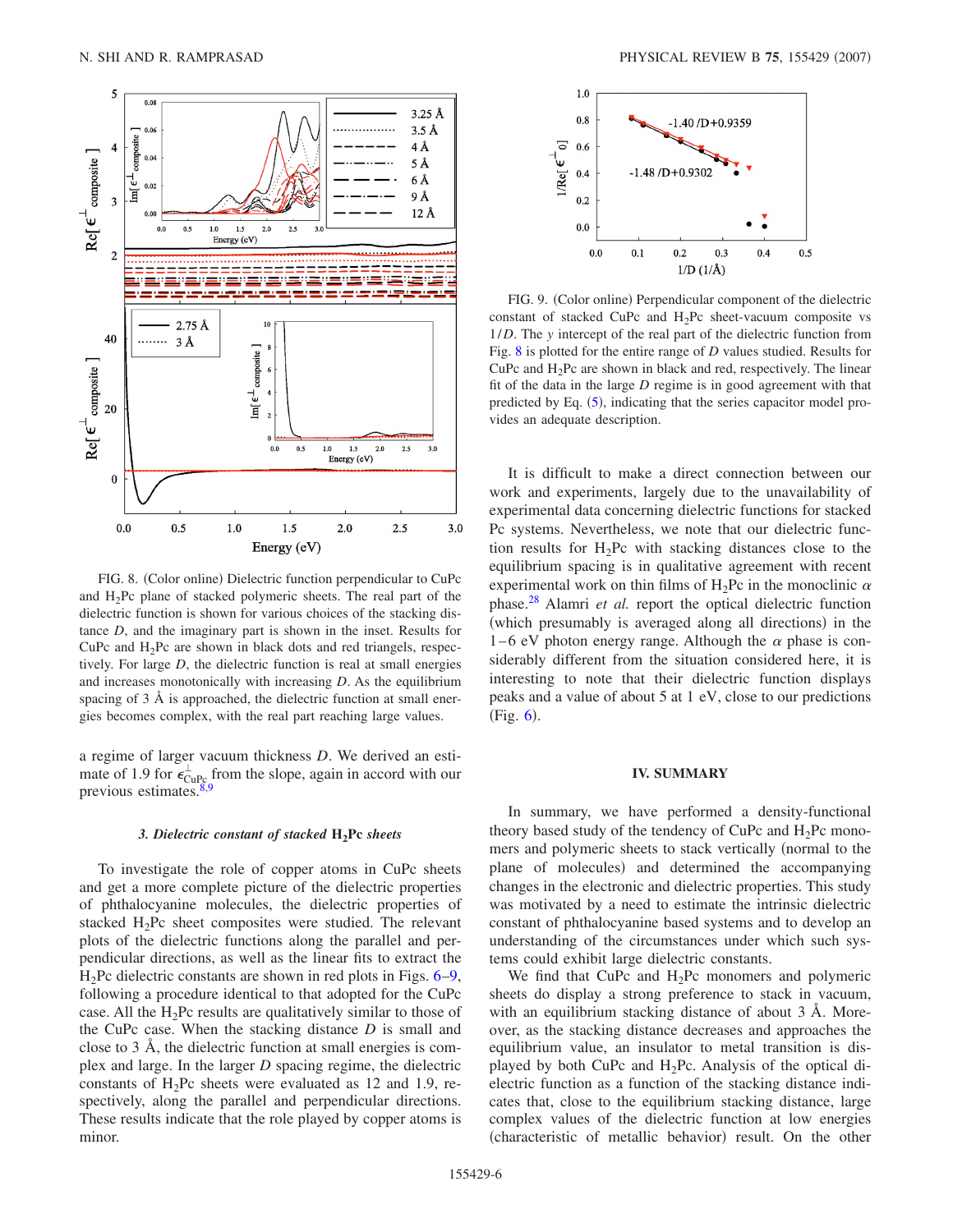FIG. 8. (Color online) Dielectric function perpendicular to CuPc and $H_2Pc$ plane of stacked polymeric sheets. The real part of the dielectric function is shown for various choices of the stacking distance $D$, and the imaginary part is shown in the inset. Results for CuPc and $H_2Pc$ are shown in black dots and red triangels, respectively. For large $D$, the dielectric function is real at small energies and increases monotonically with increasing $D$. As the equilibrium spacing of 3 Å is approached, the dielectric function at small energies becomes complex, with the real part reaching large values.

a regime of larger vacuum thickness $D$. We derived an estimate of 1.9 for $\epsilon_{\mathrm{CuPc}}^{\perp}$ from the slope, again in accord with our previous estimates.[8,9]

#### 3. Dielectric constant of stacked $H_2Pc$ sheets

To investigate the role of copper atoms in CuPc sheets and get a more complete picture of the dielectric properties of phthalocyanine molecules, the dielectric properties of stacked $H_2Pc$ sheet composites were studied. The relevant plots of the dielectric functions along the parallel and perpendicular directions, as well as the linear fits to extract the $H_2Pc$ dielectric constants are shown in red plots in Figs. 6–9, following a procedure identical to that adopted for the CuPc case. All the $H_2Pc$ results are qualitatively similar to those of the CuPc case. When the stacking distance $D$ is small and close to 3 Å, the dielectric function at small energies is complex and large. In the larger $D$ spacing regime, the dielectric constants of $H_2Pc$ sheets were evaluated as 12 and 1.9, respectively, along the parallel and perpendicular directions. These results indicate that the role played by copper atoms is minor.

FIG. 9. (Color online) Perpendicular component of the dielectric constant of stacked CuPc and $H_2Pc$ sheet-vacuum composite vs $1/D$. The $y$ intercept of the real part of the dielectric function from Fig. 8 is plotted for the entire range of $D$ values studied. Results for CuPc and $H_2Pc$ are shown in black and red, respectively. The linear fit of the data in the large $D$ regime is in good agreement with that predicted by Eq. (5), indicating that the series capacitor model provides an adequate description.

It is difficult to make a direct connection between our work and experiments, largely due to the unavailability of experimental data concerning dielectric functions for stacked Pc systems. Nevertheless, we note that our dielectric function results for $H_2Pc$ with stacking distances close to the equilibrium spacing is in qualitative agreement with recent experimental work on thin films of $H_2Pc$ in the monoclinic $\alpha$ phase.[28] Alamri *et al.* report the optical dielectric function (which presumably is averaged along all directions) in the 1–6 eV photon energy range. Although the $\alpha$ phase is considerably different from the situation considered here, it is interesting to note that their dielectric function displays peaks and a value of about 5 at 1 eV, close to our predictions (Fig. 6).

## IV. SUMMARY

In summary, we have performed a density-functional theory based study of the tendency of CuPc and $H_2Pc$ monomers and polymeric sheets to stack vertically (normal to the plane of molecules) and determined the accompanying changes in the electronic and dielectric properties. This study was motivated by a need to estimate the intrinsic dielectric constant of phthalocyanine based systems and to develop an understanding of the circumstances under which such systems could exhibit large dielectric constants.

We find that CuPc and $H_2Pc$ monomers and polymeric sheets do display a strong preference to stack in vacuum, with an equilibrium stacking distance of about 3 Å. Moreover, as the stacking distance decreases and approaches the equilibrium value, an insulator to metal transition is displayed by both CuPc and $H_2Pc$. Analysis of the optical dielectric function as a function of the stacking distance indicates that, close to the equilibrium stacking distance, large complex values of the dielectric function at low energies (characteristic of metallic behavior) result. On the other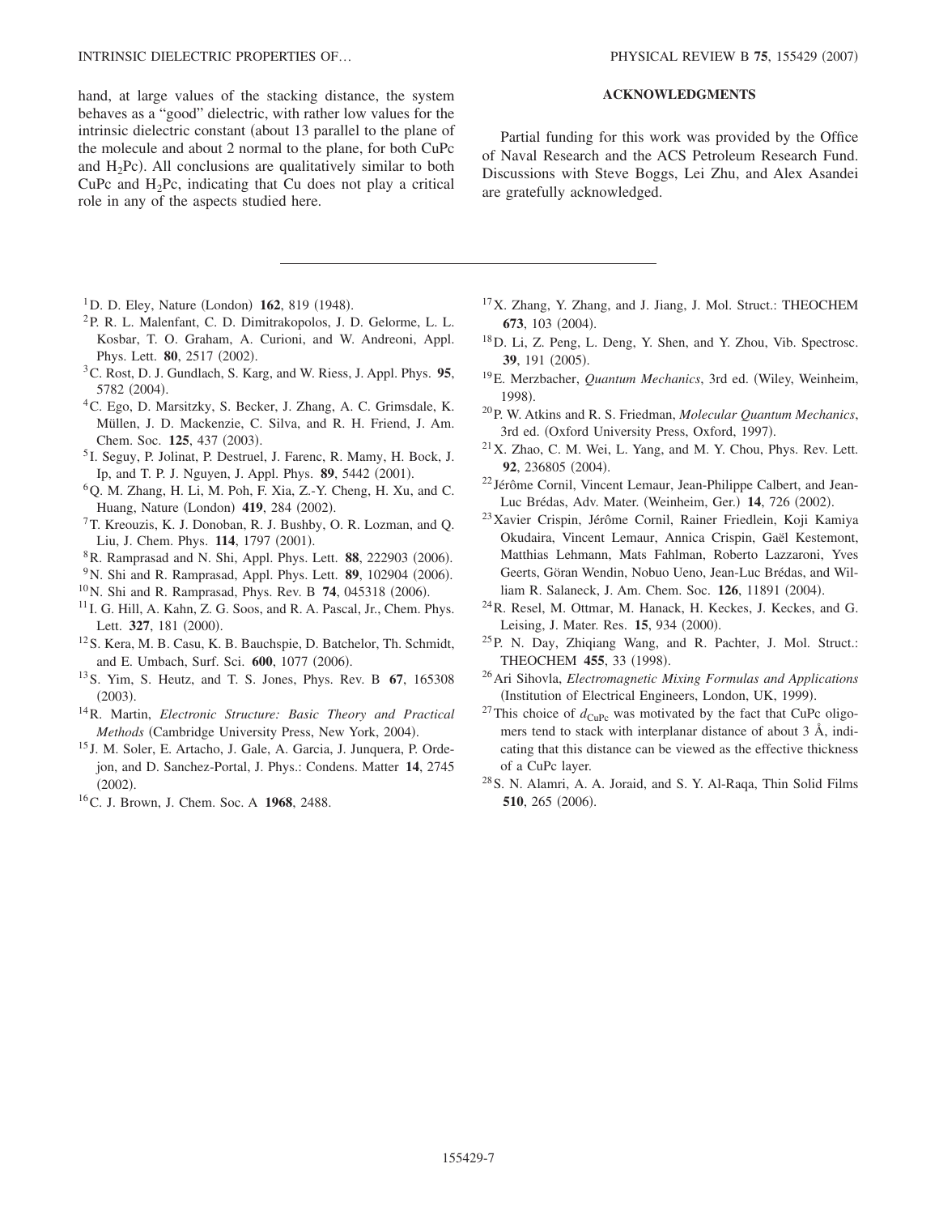hand, at large values of the stacking distance, the system behaves as a "good" dielectric, with rather low values for the intrinsic dielectric constant (about 13 parallel to the plane of the molecule and about 2 normal to the plane, for both CuPc and $H_2$Pc). All conclusions are qualitatively similar to both CuPc and $H_2$Pc, indicating that Cu does not play a critical role in any of the aspects studied here.

## ACKNOWLEDGMENTS

Partial funding for this work was provided by the Office of Naval Research and the ACS Petroleum Research Fund. Discussions with Steve Boggs, Lei Zhu, and Alex Asandei are gratefully acknowledged.

---

[1] D. D. Eley, Nature (London) **162**, 819 (1948).

[2] P. R. L. Malenfant, C. D. Dimitrakopolos, J. D. Gelorme, L. L. Kosbar, T. O. Graham, A. Curioni, and W. Andreoni, Appl. Phys. Lett. **80**, 2517 (2002).

[3] C. Rost, D. J. Gundlach, S. Karg, and W. Riess, J. Appl. Phys. **95**, 5782 (2004).

[4] C. Ego, D. Marsitzky, S. Becker, J. Zhang, A. C. Grimsdale, K. Müllen, J. D. Mackenzie, C. Silva, and R. H. Friend, J. Am. Chem. Soc. **125**, 437 (2003).

[5] I. Seguy, P. Jolinat, P. Destruel, J. Farenc, R. Mamy, H. Bock, J. Ip, and T. P. J. Nguyen, J. Appl. Phys. **89**, 5442 (2001).

[6] Q. M. Zhang, H. Li, M. Poh, F. Xia, Z.-Y. Cheng, H. Xu, and C. Huang, Nature (London) **419**, 284 (2002).

[7] T. Kreouzis, K. J. Donoban, R. J. Bushby, O. R. Lozman, and Q. Liu, J. Chem. Phys. **114**, 1797 (2001).

[8] R. Ramprasad and N. Shi, Appl. Phys. Lett. **88**, 222903 (2006).

[9] N. Shi and R. Ramprasad, Appl. Phys. Lett. **89**, 102904 (2006).

[10] N. Shi and R. Ramprasad, Phys. Rev. B **74**, 045318 (2006).

[11] I. G. Hill, A. Kahn, Z. G. Soos, and R. A. Pascal, Jr., Chem. Phys. Lett. **327**, 181 (2000).

[12] S. Kera, M. B. Casu, K. B. Bauchspie, D. Batchelor, Th. Schmidt, and E. Umbach, Surf. Sci. **600**, 1077 (2006).

[13] S. Yim, S. Heutz, and T. S. Jones, Phys. Rev. B **67**, 165308 (2003).

[14] R. Martin, *Electronic Structure: Basic Theory and Practical Methods* (Cambridge University Press, New York, 2004).

[15] J. M. Soler, E. Artacho, J. Gale, A. Garcia, J. Junquera, P. Ordejon, and D. Sanchez-Portal, J. Phys.: Condens. Matter **14**, 2745 (2002).

[16] C. J. Brown, J. Chem. Soc. A **1968**, 2488.

[17] X. Zhang, Y. Zhang, and J. Jiang, J. Mol. Struct.: THEOCHEM **673**, 103 (2004).

[18] D. Li, Z. Peng, L. Deng, Y. Shen, and Y. Zhou, Vib. Spectrosc. **39**, 191 (2005).

[19] E. Merzbacher, *Quantum Mechanics*, 3rd ed. (Wiley, Weinheim, 1998).

[20] P. W. Atkins and R. S. Friedman, *Molecular Quantum Mechanics*, 3rd ed. (Oxford University Press, Oxford, 1997).

[21] X. Zhao, C. M. Wei, L. Yang, and M. Y. Chou, Phys. Rev. Lett. **92**, 236805 (2004).

[22] Jérôme Cornil, Vincent Lemaur, Jean-Philippe Calbert, and Jean-Luc Brédas, Adv. Mater. (Weinheim, Ger.) **14**, 726 (2002).

[23] Xavier Crispin, Jérôme Cornil, Rainer Friedlein, Koji Kamiya Okudaira, Vincent Lemaur, Annica Crispin, Gaël Kestemont, Matthias Lehmann, Mats Fahlman, Roberto Lazzaroni, Yves Geerts, Göran Wendin, Nobuo Ueno, Jean-Luc Brédas, and William R. Salaneck, J. Am. Chem. Soc. **126**, 11891 (2004).

[24] R. Resel, M. Ottmar, M. Hanack, H. Keckes, J. Keckes, and G. Leising, J. Mater. Res. **15**, 934 (2000).

[25] P. N. Day, Zhiqiang Wang, and R. Pachter, J. Mol. Struct.: THEOCHEM **455**, 33 (1998).

[26] Ari Sihovla, *Electromagnetic Mixing Formulas and Applications* (Institution of Electrical Engineers, London, UK, 1999).

[27] This choice of $d_{\mathrm{CuPc}}$ was motivated by the fact that CuPc oligomers tend to stack with interplanar distance of about 3 Å, indicating that this distance can be viewed as the effective thickness of a CuPc layer.

[28] S. N. Alamri, A. A. Joraid, and S. Y. Al-Raqa, Thin Solid Films **510**, 265 (2006).